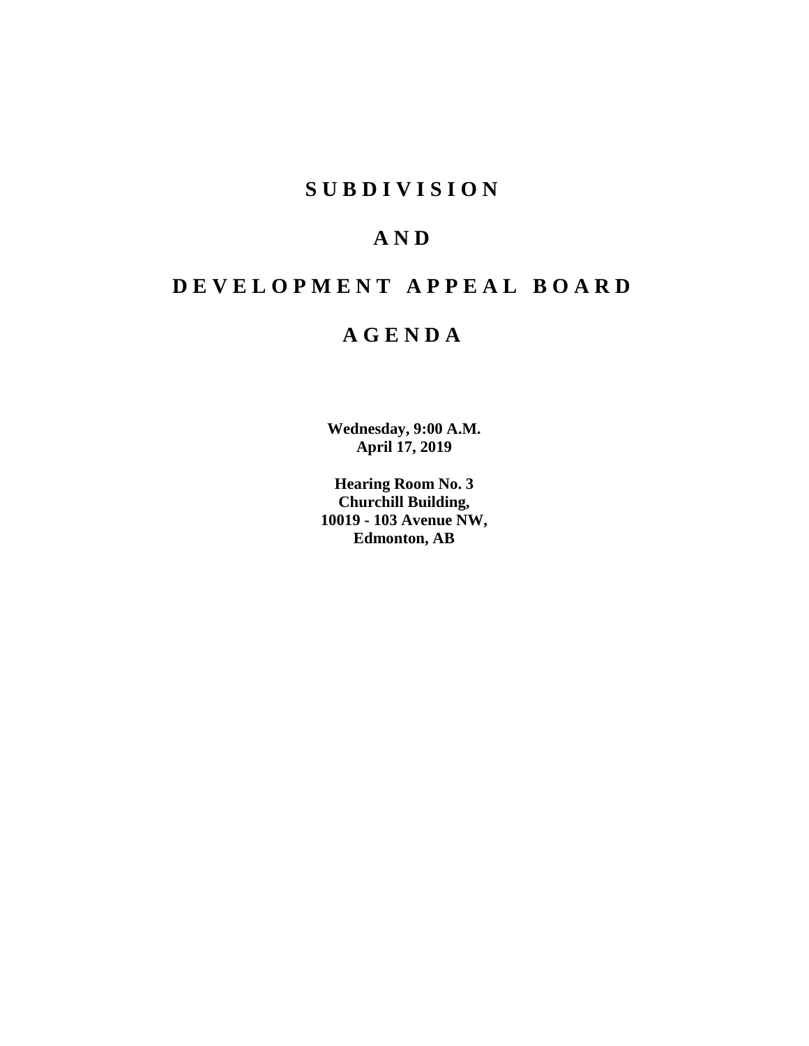# S U B D I V I S I O N

# A N D

# D E V E L O P M E N T A P P E A L B O A R D

# A G E N D A

**Wednesday, 9:00 A.M.**
**April 17, 2019**

**Hearing Room No. 3**
**Churchill Building,**
**10019 - 103 Avenue NW,**
**Edmonton, AB**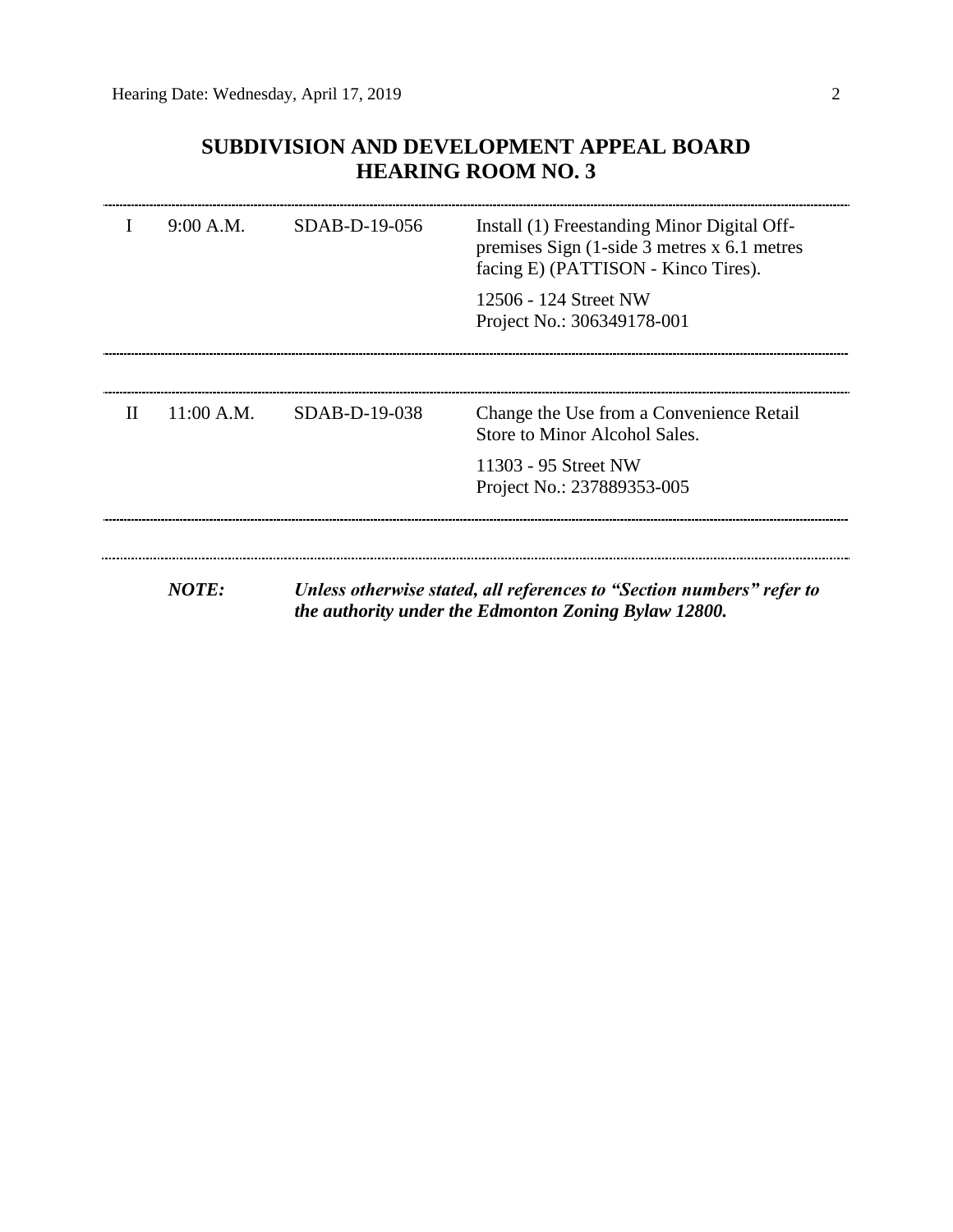## SUBDIVISION AND DEVELOPMENT APPEAL BOARD
## HEARING ROOM NO. 3

| | | | |
|---|---|---|---|
| I | 9:00 A.M. | SDAB-D-19-056 | Install (1) Freestanding Minor Digital Off-premises Sign (1-side 3 metres x 6.1 metres facing E) (PATTISON - Kinco Tires).<br><br>12506 - 124 Street NW<br>Project No.: 306349178-001 |
| II | 11:00 A.M. | SDAB-D-19-038 | Change the Use from a Convenience Retail Store to Minor Alcohol Sales.<br><br>11303 - 95 Street NW<br>Project No.: 237889353-005 |

***NOTE:*** ***Unless otherwise stated, all references to "Section numbers" refer to the authority under the Edmonton Zoning Bylaw 12800.***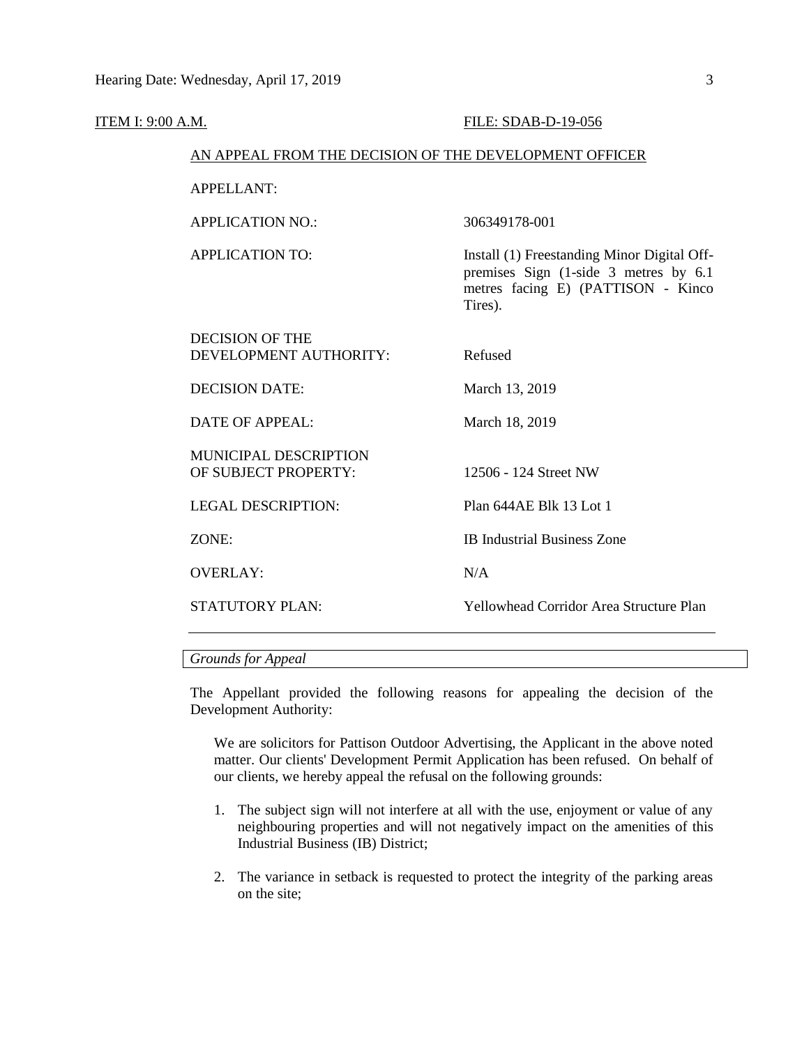ITEM I: 9:00 A.M. FILE: SDAB-D-19-056

AN APPEAL FROM THE DECISION OF THE DEVELOPMENT OFFICER

| | |
|---|---|
| APPELLANT: | |
| APPLICATION NO.: | 306349178-001 |
| APPLICATION TO: | Install (1) Freestanding Minor Digital Off-premises Sign (1-side 3 metres by 6.1 metres facing E) (PATTISON - Kinco Tires). |
| DECISION OF THE DEVELOPMENT AUTHORITY: | Refused |
| DECISION DATE: | March 13, 2019 |
| DATE OF APPEAL: | March 18, 2019 |
| MUNICIPAL DESCRIPTION OF SUBJECT PROPERTY: | 12506 - 124 Street NW |
| LEGAL DESCRIPTION: | Plan 644AE Blk 13 Lot 1 |
| ZONE: | IB Industrial Business Zone |
| OVERLAY: | N/A |
| STATUTORY PLAN: | Yellowhead Corridor Area Structure Plan |

*Grounds for Appeal*

The Appellant provided the following reasons for appealing the decision of the Development Authority:

> We are solicitors for Pattison Outdoor Advertising, the Applicant in the above noted matter. Our clients' Development Permit Application has been refused. On behalf of our clients, we hereby appeal the refusal on the following grounds:
>
> 1. The subject sign will not interfere at all with the use, enjoyment or value of any neighbouring properties and will not negatively impact on the amenities of this Industrial Business (IB) District;
>
> 2. The variance in setback is requested to protect the integrity of the parking areas on the site;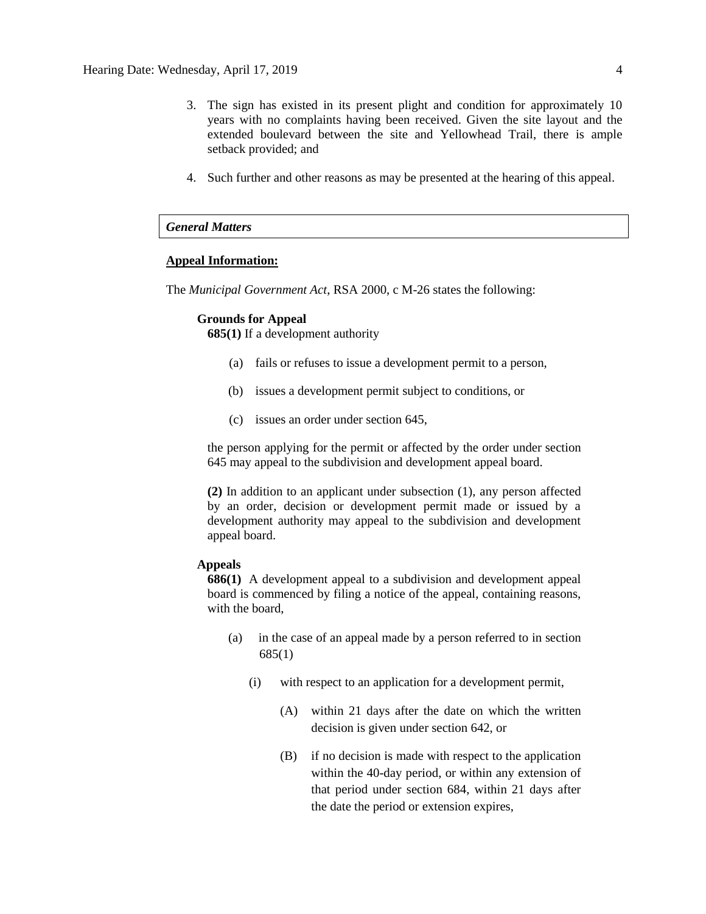3. The sign has existed in its present plight and condition for approximately 10 years with no complaints having been received. Given the site layout and the extended boulevard between the site and Yellowhead Trail, there is ample setback provided; and

4. Such further and other reasons as may be presented at the hearing of this appeal.

***General Matters***

**Appeal Information:**

The *Municipal Government Act*, RSA 2000, c M-26 states the following:

**Grounds for Appeal**

**685(1)** If a development authority

(a) fails or refuses to issue a development permit to a person,

(b) issues a development permit subject to conditions, or

(c) issues an order under section 645,

the person applying for the permit or affected by the order under section 645 may appeal to the subdivision and development appeal board.

**(2)** In addition to an applicant under subsection (1), any person affected by an order, decision or development permit made or issued by a development authority may appeal to the subdivision and development appeal board.

**Appeals**

**686(1)** A development appeal to a subdivision and development appeal board is commenced by filing a notice of the appeal, containing reasons, with the board,

(a) in the case of an appeal made by a person referred to in section 685(1)

(i) with respect to an application for a development permit,

(A) within 21 days after the date on which the written decision is given under section 642, or

(B) if no decision is made with respect to the application within the 40-day period, or within any extension of that period under section 684, within 21 days after the date the period or extension expires,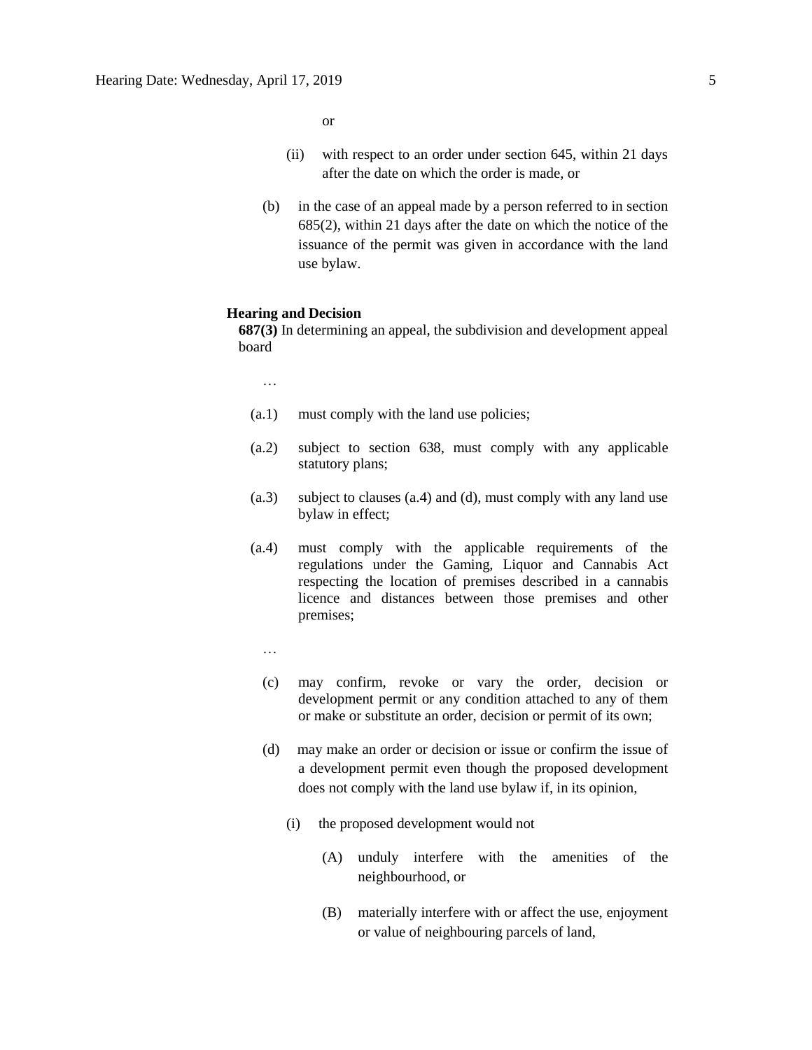or

(ii) with respect to an order under section 645, within 21 days after the date on which the order is made, or

(b) in the case of an appeal made by a person referred to in section 685(2), within 21 days after the date on which the notice of the issuance of the permit was given in accordance with the land use bylaw.

**Hearing and Decision**

**687(3)** In determining an appeal, the subdivision and development appeal board

…

(a.1) must comply with the land use policies;

(a.2) subject to section 638, must comply with any applicable statutory plans;

(a.3) subject to clauses (a.4) and (d), must comply with any land use bylaw in effect;

(a.4) must comply with the applicable requirements of the regulations under the Gaming, Liquor and Cannabis Act respecting the location of premises described in a cannabis licence and distances between those premises and other premises;

…

(c) may confirm, revoke or vary the order, decision or development permit or any condition attached to any of them or make or substitute an order, decision or permit of its own;

(d) may make an order or decision or issue or confirm the issue of a development permit even though the proposed development does not comply with the land use bylaw if, in its opinion,

(i) the proposed development would not

(A) unduly interfere with the amenities of the neighbourhood, or

(B) materially interfere with or affect the use, enjoyment or value of neighbouring parcels of land,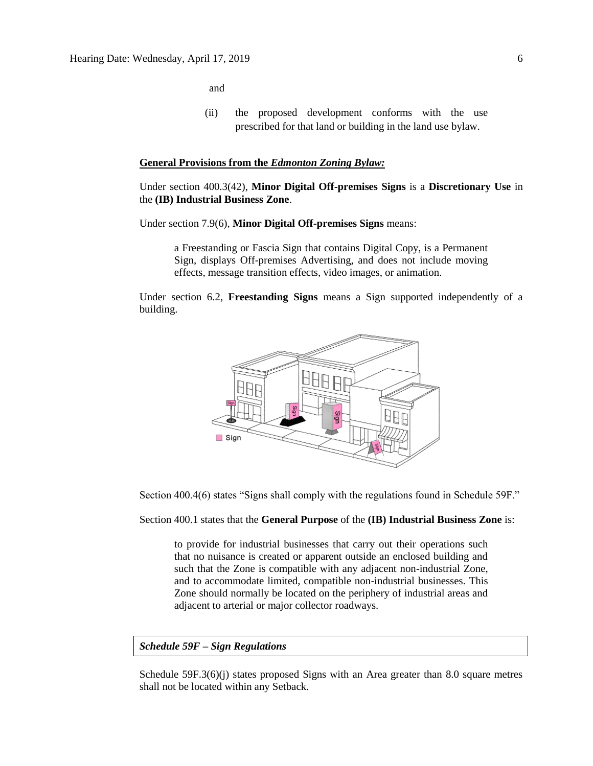and

(ii) the proposed development conforms with the use prescribed for that land or building in the land use bylaw.

**General Provisions from the *Edmonton Zoning Bylaw:***

Under section 400.3(42), **Minor Digital Off-premises Signs** is a **Discretionary Use** in the **(IB) Industrial Business Zone**.

Under section 7.9(6), **Minor Digital Off-premises Signs** means:

> a Freestanding or Fascia Sign that contains Digital Copy, is a Permanent Sign, displays Off-premises Advertising, and does not include moving effects, message transition effects, video images, or animation.

Under section 6.2, **Freestanding Signs** means a Sign supported independently of a building.

Section 400.4(6) states "Signs shall comply with the regulations found in Schedule 59F."

Section 400.1 states that the **General Purpose** of the **(IB) Industrial Business Zone** is:

> to provide for industrial businesses that carry out their operations such that no nuisance is created or apparent outside an enclosed building and such that the Zone is compatible with any adjacent non-industrial Zone, and to accommodate limited, compatible non-industrial businesses. This Zone should normally be located on the periphery of industrial areas and adjacent to arterial or major collector roadways.

***Schedule 59F – Sign Regulations***

Schedule 59F.3(6)(j) states proposed Signs with an Area greater than 8.0 square metres shall not be located within any Setback.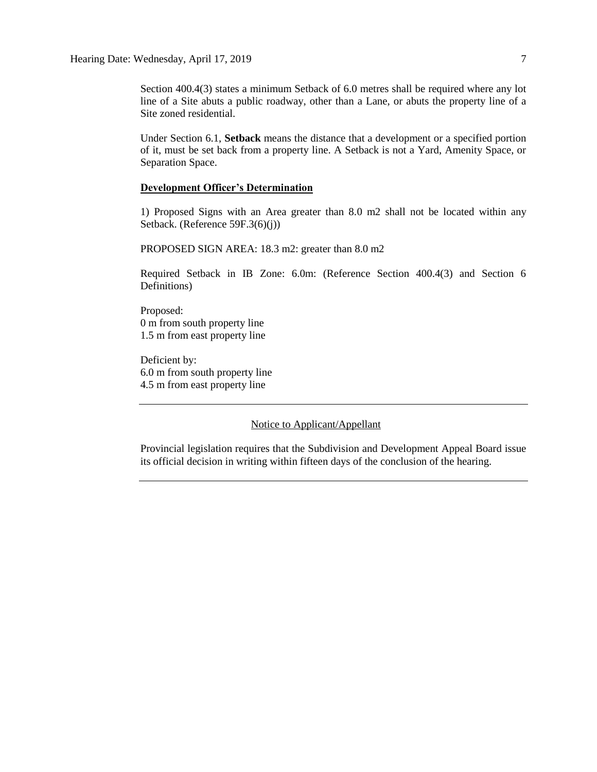Section 400.4(3) states a minimum Setback of 6.0 metres shall be required where any lot line of a Site abuts a public roadway, other than a Lane, or abuts the property line of a Site zoned residential.

Under Section 6.1, **Setback** means the distance that a development or a specified portion of it, must be set back from a property line. A Setback is not a Yard, Amenity Space, or Separation Space.

**Development Officer's Determination**

1) Proposed Signs with an Area greater than 8.0 m2 shall not be located within any Setback. (Reference 59F.3(6)(j))

PROPOSED SIGN AREA: 18.3 m2: greater than 8.0 m2

Required Setback in IB Zone: 6.0m: (Reference Section 400.4(3) and Section 6 Definitions)

Proposed:
0 m from south property line
1.5 m from east property line

Deficient by:
6.0 m from south property line
4.5 m from east property line

---

Notice to Applicant/Appellant

Provincial legislation requires that the Subdivision and Development Appeal Board issue its official decision in writing within fifteen days of the conclusion of the hearing.

---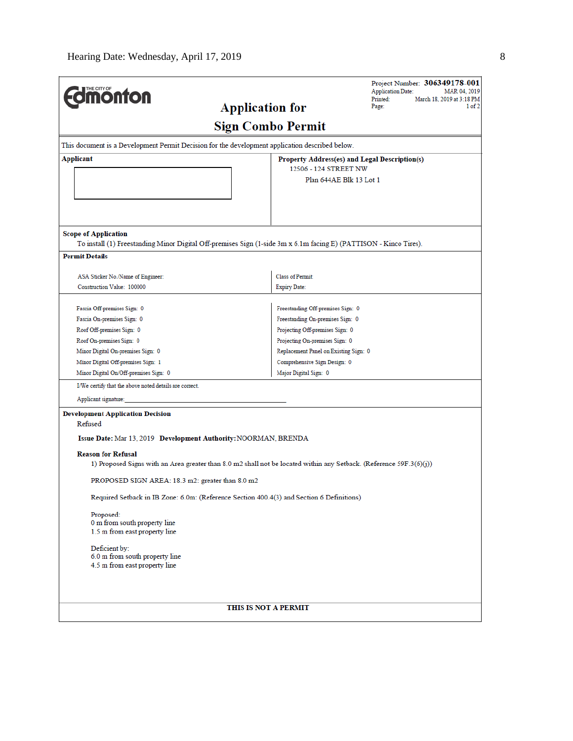Hearing Date: Wednesday, April 17, 2019

**The City of Edmonton**

# Application for Sign Combo Permit

Project Number: **306349178-001**
Application Date: MAR 04, 2019
Printed: March 18, 2019 at 3:18 PM
Page: 1 of 2

This document is a Development Permit Decision for the development application described below.

| **Applicant** | **Property Address(es) and Legal Description(s)** |
| --- | --- |
| | 12506 - 124 STREET NW<br>Plan 644AE Blk 13 Lot 1 |

**Scope of Application**

To install (1) Freestanding Minor Digital Off-premises Sign (1-side 3m x 6.1m facing E) (PATTISON - Kinco Tires).

**Permit Details**

| | |
| --- | --- |
| ASA Sticker No./Name of Engineer: | Class of Permit: |
| Construction Value: 100000 | Expiry Date: |

| | |
| --- | --- |
| Fascia Off-premises Sign: 0 | Freestanding Off-premises Sign: 0 |
| Fascia On-premises Sign: 0 | Freestanding On-premises Sign: 0 |
| Roof Off-premises Sign: 0 | Projecting Off-premises Sign: 0 |
| Roof On-premises Sign: 0 | Projecting On-premises Sign: 0 |
| Minor Digital On-premises Sign: 0 | Replacement Panel on Existing Sign: 0 |
| Minor Digital Off-premises Sign: 1 | Comprehensive Sign Design: 0 |
| Minor Digital On/Off-premises Sign: 0 | Major Digital Sign: 0 |

I/We certify that the above noted details are correct.

Applicant signature: ______________________________

**Development Application Decision**

Refused

**Issue Date:** Mar 13, 2019 **Development Authority:** NOORMAN, BRENDA

**Reason for Refusal**

1) Proposed Signs with an Area greater than 8.0 m2 shall not be located within any Setback. (Reference 59F.3(6)(j))

PROPOSED SIGN AREA: 18.3 m2: greater than 8.0 m2

Required Setback in IB Zone: 6.0m: (Reference Section 400.4(3) and Section 6 Definitions)

Proposed:
0 m from south property line
1.5 m from east property line

Deficient by:
6.0 m from south property line
4.5 m from east property line

**THIS IS NOT A PERMIT**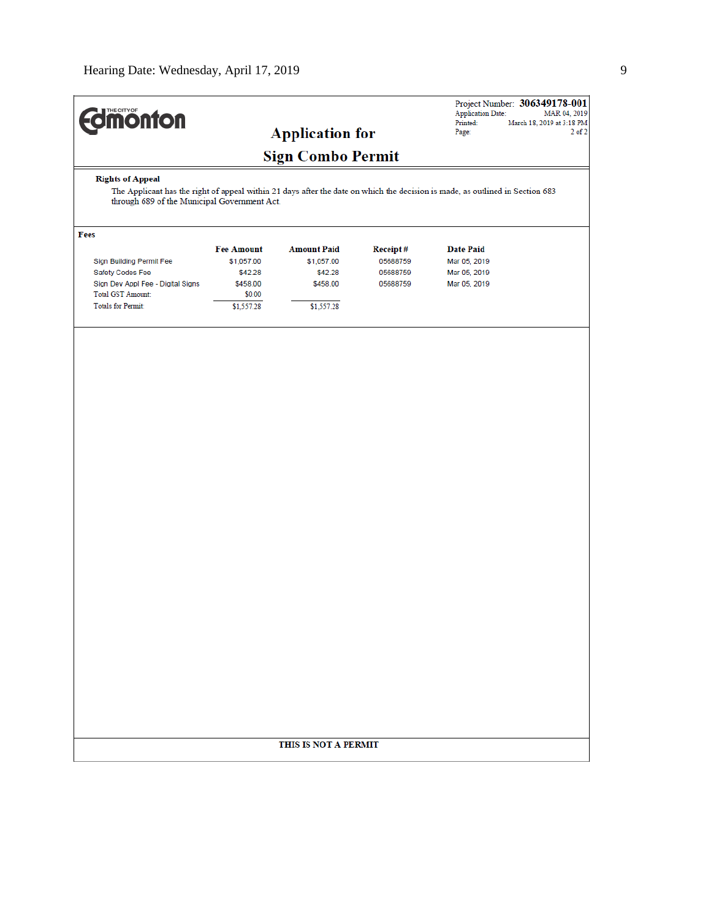THE CITY OF Edmonton

# Application for Sign Combo Permit

Project Number: **306349178-001**
Application Date: MAR 04, 2019
Printed: March 18, 2019 at 3:18 PM
Page: 2 of 2

**Rights of Appeal**

The Applicant has the right of appeal within 21 days after the date on which the decision is made, as outlined in Section 683 through 689 of the Municipal Government Act.

**Fees**

| | Fee Amount | Amount Paid | Receipt # | Date Paid |
|---|---|---|---|---|
| Sign Building Permit Fee | $1,057.00 | $1,057.00 | 05688759 | Mar 05, 2019 |
| Safety Codes Fee | $42.28 | $42.28 | 05688759 | Mar 05, 2019 |
| Sign Dev Appl Fee - Digital Signs | $458.00 | $458.00 | 05688759 | Mar 05, 2019 |
| Total GST Amount: | $0.00 | | | |
| Totals for Permit: | $1,557.28 | $1,557.28 | | |

**THIS IS NOT A PERMIT**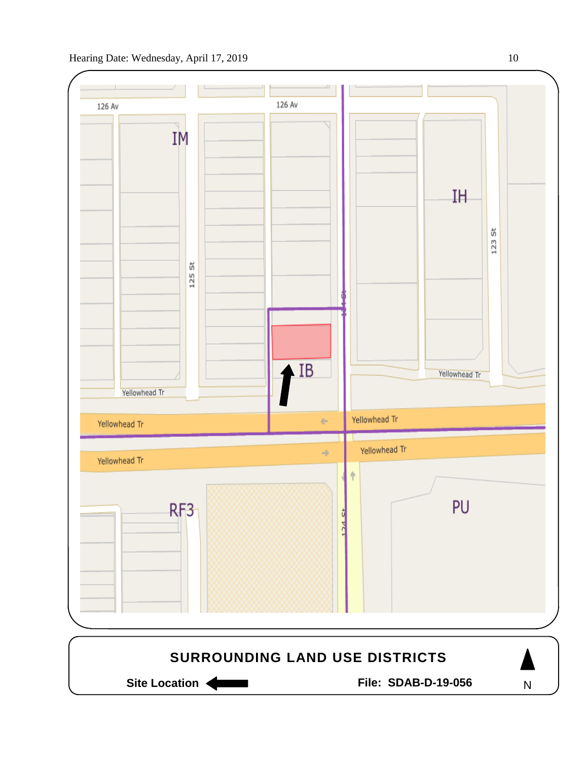126 Av

126 Av

IM

IH

125 St

123 St

124 St

IB

Yellowhead Tr

Yellowhead Tr

Yellowhead Tr

Yellowhead Tr

Yellowhead Tr

Yellowhead Tr

RF3

124 St

PU

**SURROUNDING LAND USE DISTRICTS**

**Site Location** ←

**File: SDAB-D-19-056**

N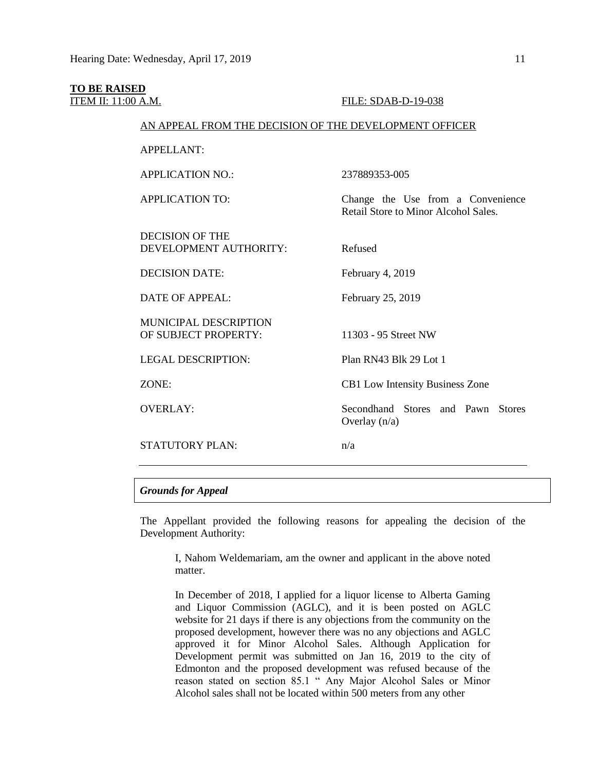**TO BE RAISED**

ITEM II: 11:00 A.M. FILE: SDAB-D-19-038

AN APPEAL FROM THE DECISION OF THE DEVELOPMENT OFFICER

| | |
|---|---|
| APPELLANT: | |
| APPLICATION NO.: | 237889353-005 |
| APPLICATION TO: | Change the Use from a Convenience Retail Store to Minor Alcohol Sales. |
| DECISION OF THE DEVELOPMENT AUTHORITY: | Refused |
| DECISION DATE: | February 4, 2019 |
| DATE OF APPEAL: | February 25, 2019 |
| MUNICIPAL DESCRIPTION OF SUBJECT PROPERTY: | 11303 - 95 Street NW |
| LEGAL DESCRIPTION: | Plan RN43 Blk 29 Lot 1 |
| ZONE: | CB1 Low Intensity Business Zone |
| OVERLAY: | Secondhand Stores and Pawn Stores Overlay (n/a) |
| STATUTORY PLAN: | n/a |

---

*Grounds for Appeal*

The Appellant provided the following reasons for appealing the decision of the Development Authority:

> I, Nahom Weldemariam, am the owner and applicant in the above noted matter.
>
> In December of 2018, I applied for a liquor license to Alberta Gaming and Liquor Commission (AGLC), and it is been posted on AGLC website for 21 days if there is any objections from the community on the proposed development, however there was no any objections and AGLC approved it for Minor Alcohol Sales. Although Application for Development permit was submitted on Jan 16, 2019 to the city of Edmonton and the proposed development was refused because of the reason stated on section 85.1 " Any Major Alcohol Sales or Minor Alcohol sales shall not be located within 500 meters from any other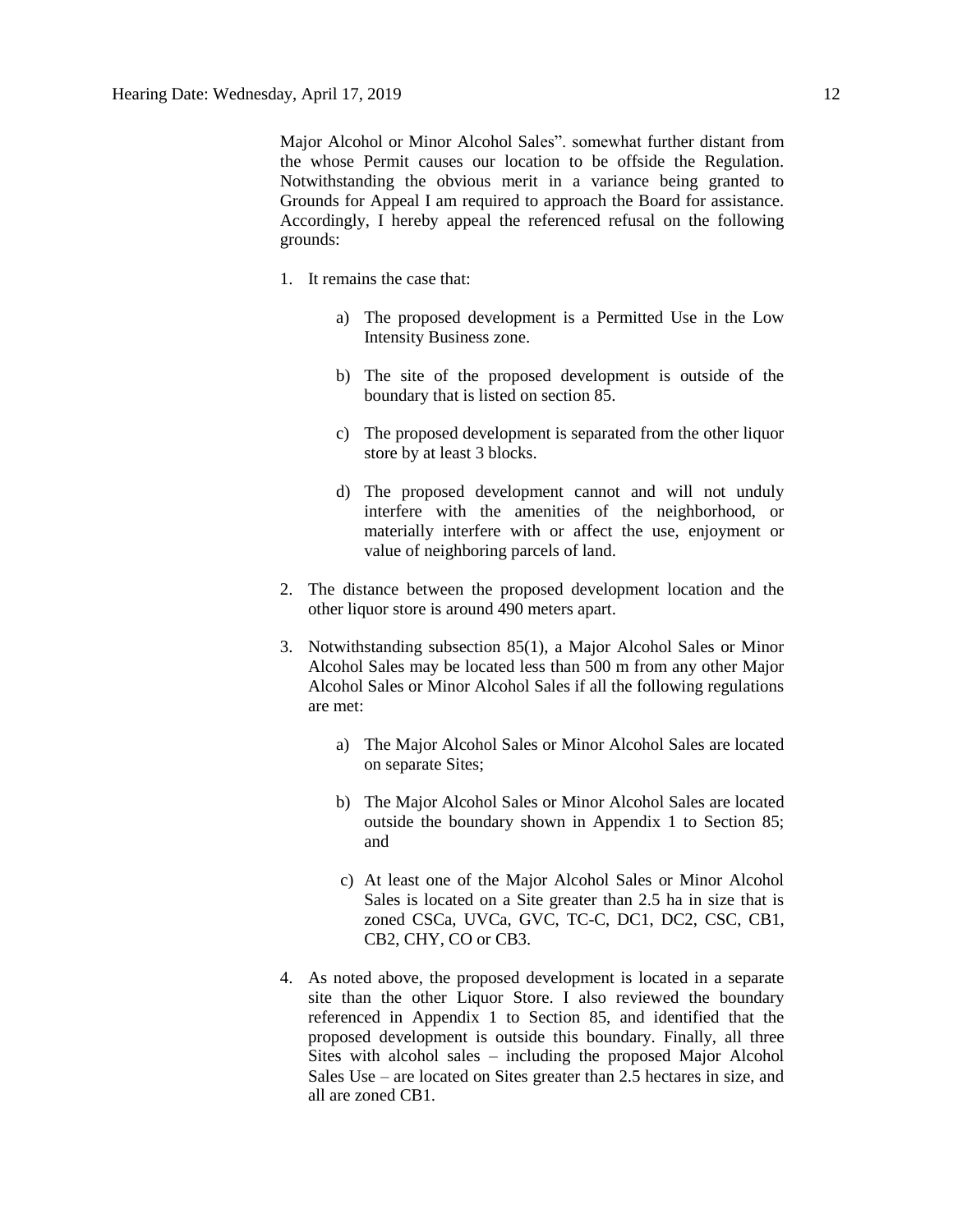Major Alcohol or Minor Alcohol Sales". somewhat further distant from the whose Permit causes our location to be offside the Regulation. Notwithstanding the obvious merit in a variance being granted to Grounds for Appeal I am required to approach the Board for assistance. Accordingly, I hereby appeal the referenced refusal on the following grounds:

1. It remains the case that:

   a) The proposed development is a Permitted Use in the Low Intensity Business zone.

   b) The site of the proposed development is outside of the boundary that is listed on section 85.

   c) The proposed development is separated from the other liquor store by at least 3 blocks.

   d) The proposed development cannot and will not unduly interfere with the amenities of the neighborhood, or materially interfere with or affect the use, enjoyment or value of neighboring parcels of land.

2. The distance between the proposed development location and the other liquor store is around 490 meters apart.

3. Notwithstanding subsection 85(1), a Major Alcohol Sales or Minor Alcohol Sales may be located less than 500 m from any other Major Alcohol Sales or Minor Alcohol Sales if all the following regulations are met:

   a) The Major Alcohol Sales or Minor Alcohol Sales are located on separate Sites;

   b) The Major Alcohol Sales or Minor Alcohol Sales are located outside the boundary shown in Appendix 1 to Section 85; and

   c) At least one of the Major Alcohol Sales or Minor Alcohol Sales is located on a Site greater than 2.5 ha in size that is zoned CSCa, UVCa, GVC, TC-C, DC1, DC2, CSC, CB1, CB2, CHY, CO or CB3.

4. As noted above, the proposed development is located in a separate site than the other Liquor Store. I also reviewed the boundary referenced in Appendix 1 to Section 85, and identified that the proposed development is outside this boundary. Finally, all three Sites with alcohol sales – including the proposed Major Alcohol Sales Use – are located on Sites greater than 2.5 hectares in size, and all are zoned CB1.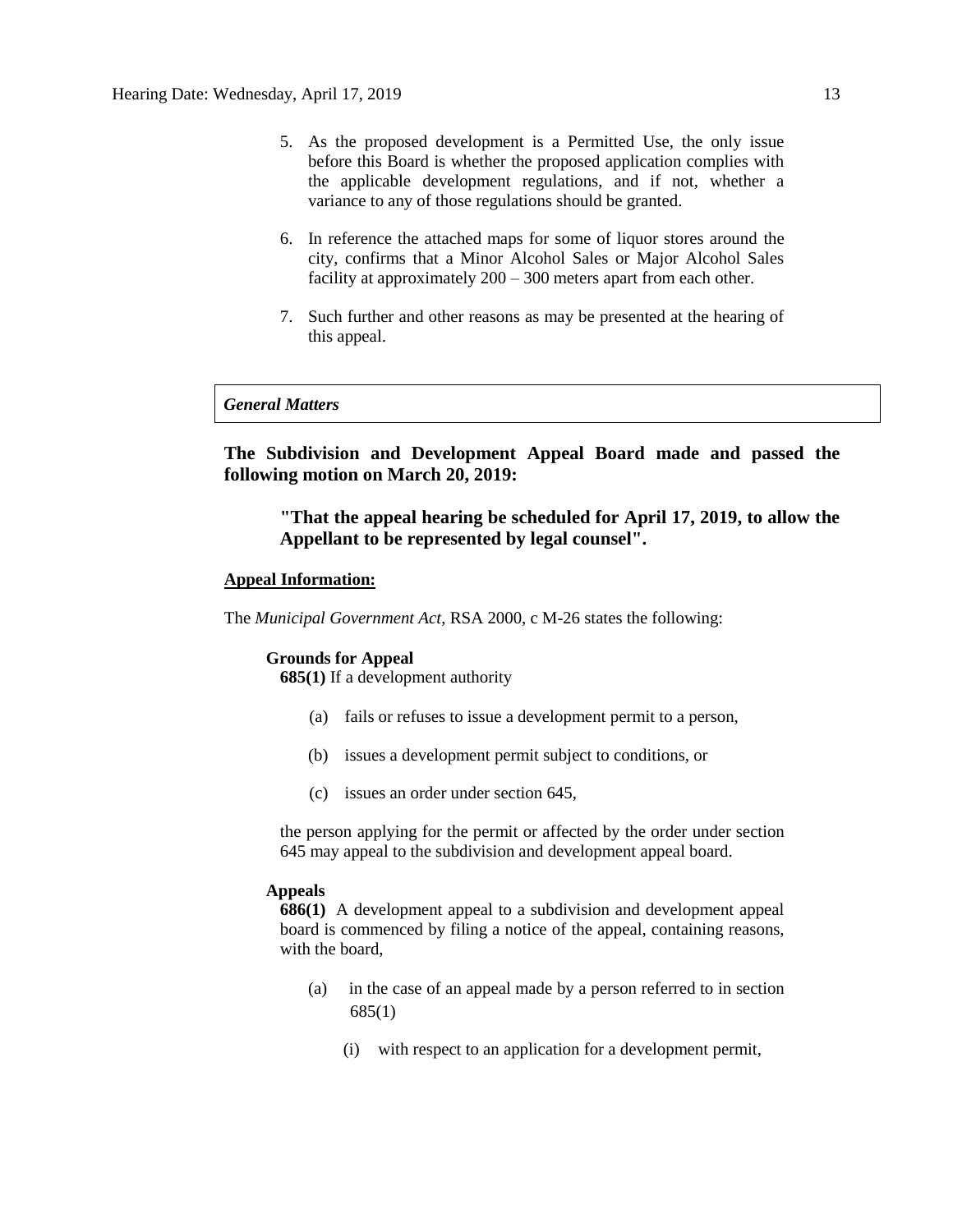5. As the proposed development is a Permitted Use, the only issue before this Board is whether the proposed application complies with the applicable development regulations, and if not, whether a variance to any of those regulations should be granted.

6. In reference the attached maps for some of liquor stores around the city, confirms that a Minor Alcohol Sales or Major Alcohol Sales facility at approximately 200 – 300 meters apart from each other.

7. Such further and other reasons as may be presented at the hearing of this appeal.

### *General Matters*

**The Subdivision and Development Appeal Board made and passed the following motion on March 20, 2019:**

> **"That the appeal hearing be scheduled for April 17, 2019, to allow the Appellant to be represented by legal counsel".**

**Appeal Information:**

The *Municipal Government Act*, RSA 2000, c M-26 states the following:

**Grounds for Appeal**

**685(1)** If a development authority

(a) fails or refuses to issue a development permit to a person,

(b) issues a development permit subject to conditions, or

(c) issues an order under section 645,

the person applying for the permit or affected by the order under section 645 may appeal to the subdivision and development appeal board.

**Appeals**

**686(1)** A development appeal to a subdivision and development appeal board is commenced by filing a notice of the appeal, containing reasons, with the board,

(a) in the case of an appeal made by a person referred to in section 685(1)

(i) with respect to an application for a development permit,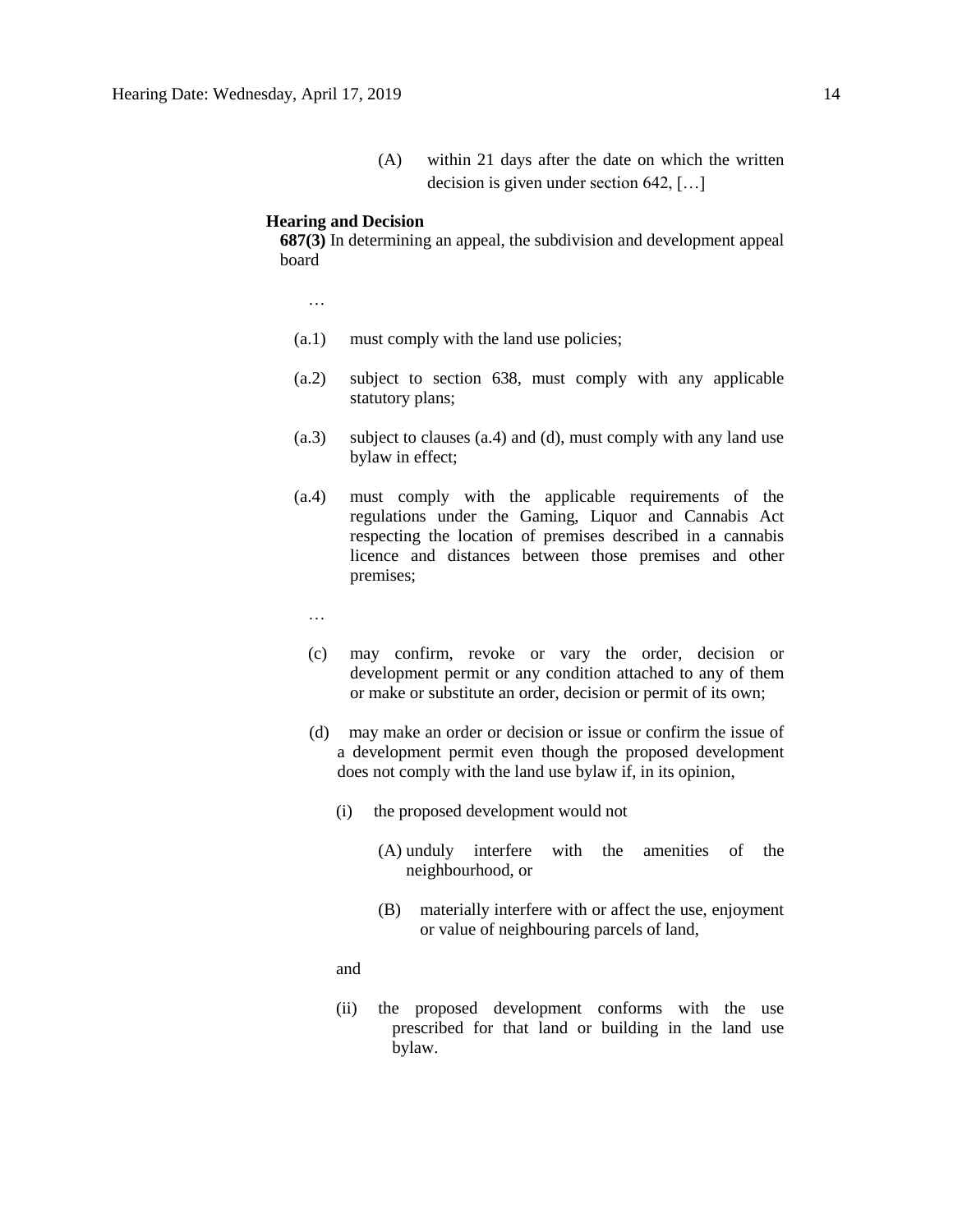(A) within 21 days after the date on which the written decision is given under section 642, […]

**Hearing and Decision**

**687(3)** In determining an appeal, the subdivision and development appeal board

…

(a.1) must comply with the land use policies;

(a.2) subject to section 638, must comply with any applicable statutory plans;

(a.3) subject to clauses (a.4) and (d), must comply with any land use bylaw in effect;

(a.4) must comply with the applicable requirements of the regulations under the Gaming, Liquor and Cannabis Act respecting the location of premises described in a cannabis licence and distances between those premises and other premises;

…

(c) may confirm, revoke or vary the order, decision or development permit or any condition attached to any of them or make or substitute an order, decision or permit of its own;

(d) may make an order or decision or issue or confirm the issue of a development permit even though the proposed development does not comply with the land use bylaw if, in its opinion,

(i) the proposed development would not

(A) unduly interfere with the amenities of the neighbourhood, or

(B) materially interfere with or affect the use, enjoyment or value of neighbouring parcels of land,

and

(ii) the proposed development conforms with the use prescribed for that land or building in the land use bylaw.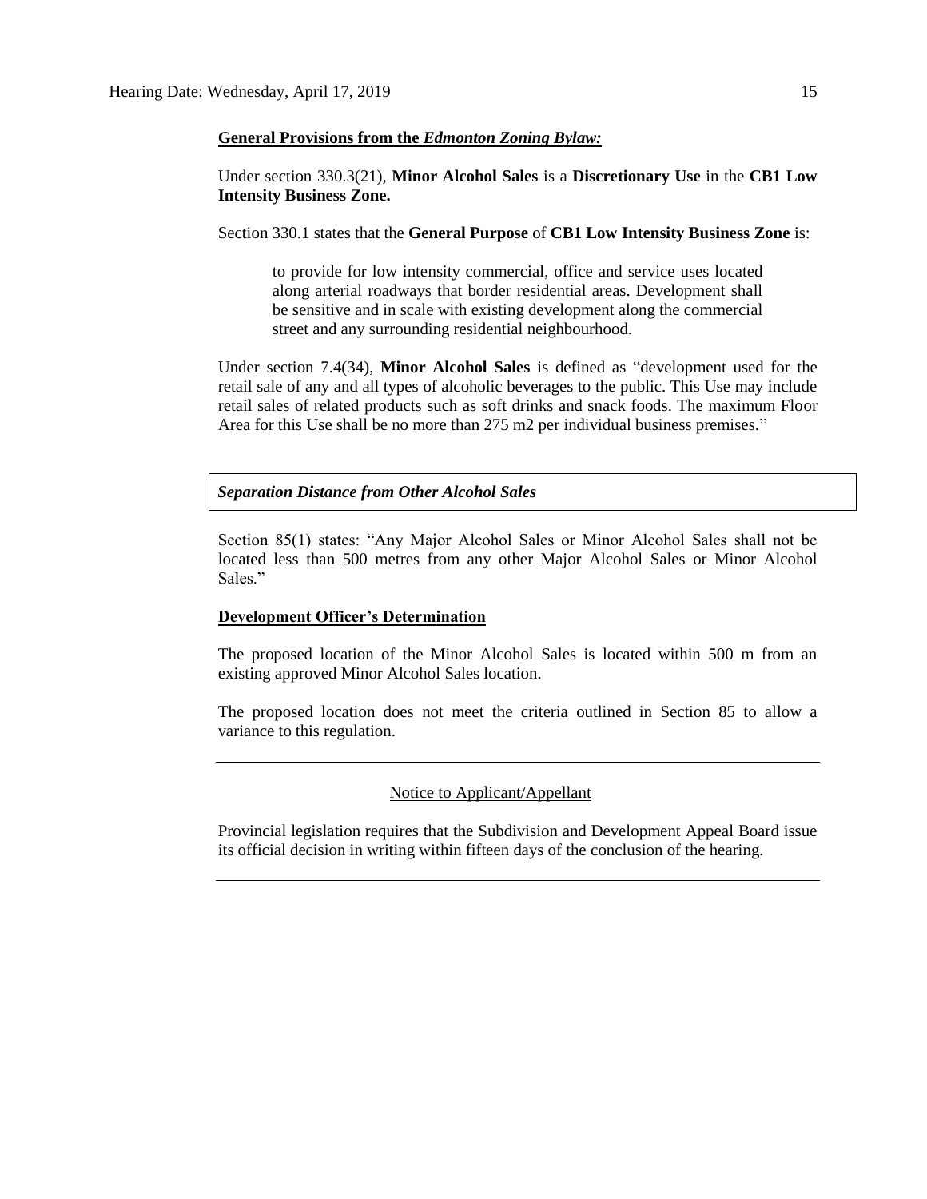**General Provisions from the *Edmonton Zoning Bylaw:***

Under section 330.3(21), **Minor Alcohol Sales** is a **Discretionary Use** in the **CB1 Low Intensity Business Zone.**

Section 330.1 states that the **General Purpose** of **CB1 Low Intensity Business Zone** is:

> to provide for low intensity commercial, office and service uses located along arterial roadways that border residential areas. Development shall be sensitive and in scale with existing development along the commercial street and any surrounding residential neighbourhood.

Under section 7.4(34), **Minor Alcohol Sales** is defined as "development used for the retail sale of any and all types of alcoholic beverages to the public. This Use may include retail sales of related products such as soft drinks and snack foods. The maximum Floor Area for this Use shall be no more than 275 m2 per individual business premises."

***Separation Distance from Other Alcohol Sales***

Section 85(1) states: "Any Major Alcohol Sales or Minor Alcohol Sales shall not be located less than 500 metres from any other Major Alcohol Sales or Minor Alcohol Sales."

**Development Officer's Determination**

The proposed location of the Minor Alcohol Sales is located within 500 m from an existing approved Minor Alcohol Sales location.

The proposed location does not meet the criteria outlined in Section 85 to allow a variance to this regulation.

---

Notice to Applicant/Appellant

Provincial legislation requires that the Subdivision and Development Appeal Board issue its official decision in writing within fifteen days of the conclusion of the hearing.

---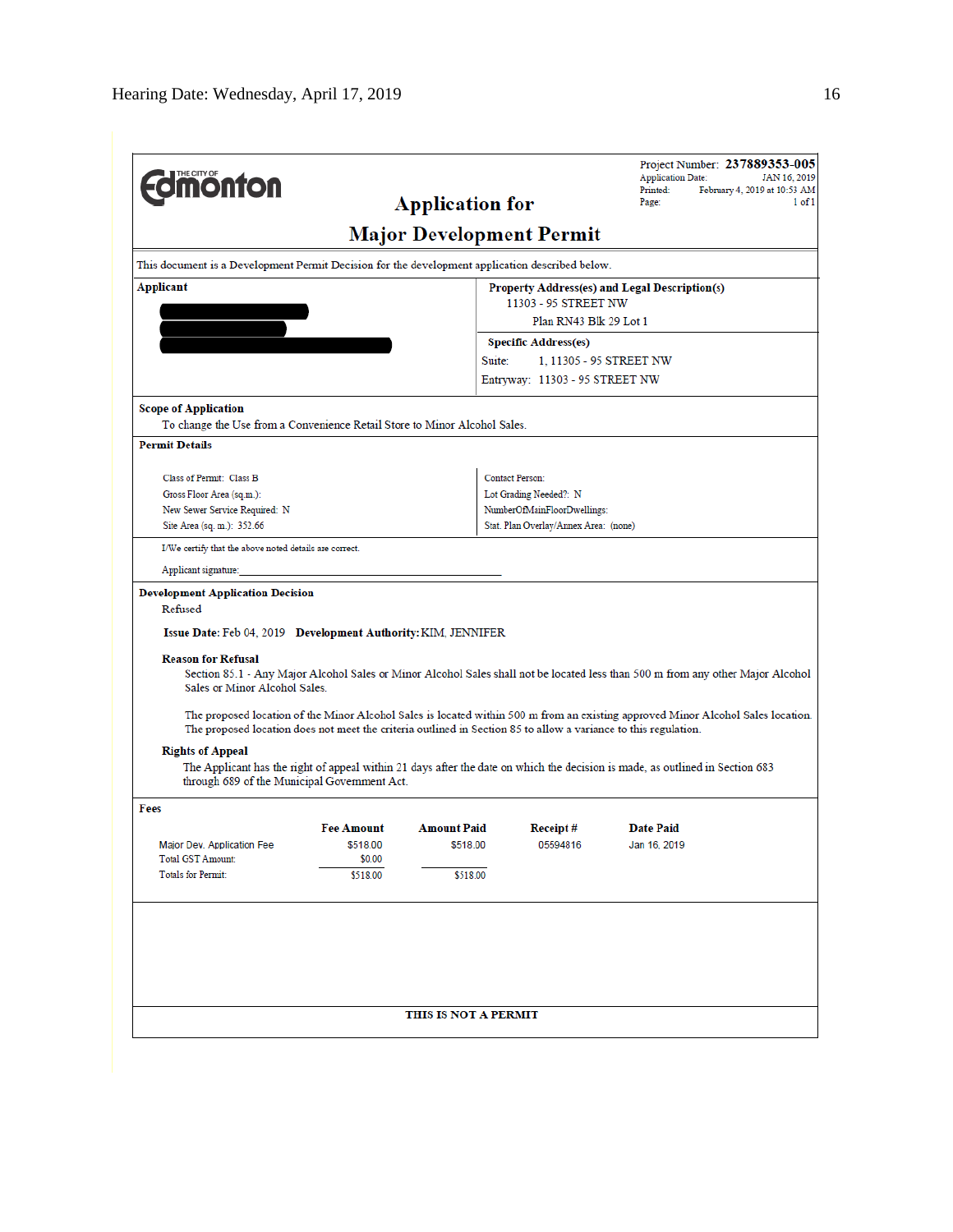THE CITY OF **Edmonton**

# Application for Major Development Permit

Project Number: **237889353-005**
Application Date: JAN 16, 2019
Printed: February 4, 2019 at 10:53 AM
Page: 1 of 1

This document is a Development Permit Decision for the development application described below.

**Applicant**

**Property Address(es) and Legal Description(s)**
11303 - 95 STREET NW
Plan RN43 Blk 29 Lot 1

**Specific Address(es)**
Suite: 1, 11303 - 95 STREET NW
Entryway: 11303 - 95 STREET NW

**Scope of Application**
To change the Use from a Convenience Retail Store to Minor Alcohol Sales.

**Permit Details**

Class of Permit: Class B
Gross Floor Area (sq.m.):
New Sewer Service Required: N
Site Area (sq. m.): 352.66

Contact Person:
Lot Grading Needed?: N
NumberOfMainFloorDwellings:
Stat. Plan Overlay/Annex Area: (none)

I/We certify that the above noted details are correct.

Applicant signature:____________________

**Development Application Decision**
Refused

**Issue Date:** Feb 04, 2019 **Development Authority:** KIM, JENNIFER

**Reason for Refusal**

Section 85.1 - Any Major Alcohol Sales or Minor Alcohol Sales shall not be located less than 500 m from any other Major Alcohol Sales or Minor Alcohol Sales.

The proposed location of the Minor Alcohol Sales is located within 500 m from an existing approved Minor Alcohol Sales location. The proposed location does not meet the criteria outlined in Section 85 to allow a variance to this regulation.

**Rights of Appeal**

The Applicant has the right of appeal within 21 days after the date on which the decision is made, as outlined in Section 683 through 689 of the Municipal Government Act.

**Fees**

| | Fee Amount | Amount Paid | Receipt # | Date Paid |
|---|---|---|---|---|
| Major Dev. Application Fee | $518.00 | $518.00 | 05594816 | Jan 16, 2019 |
| Total GST Amount: | $0.00 | | | |
| Totals for Permit: | $518.00 | $518.00 | | |

**THIS IS NOT A PERMIT**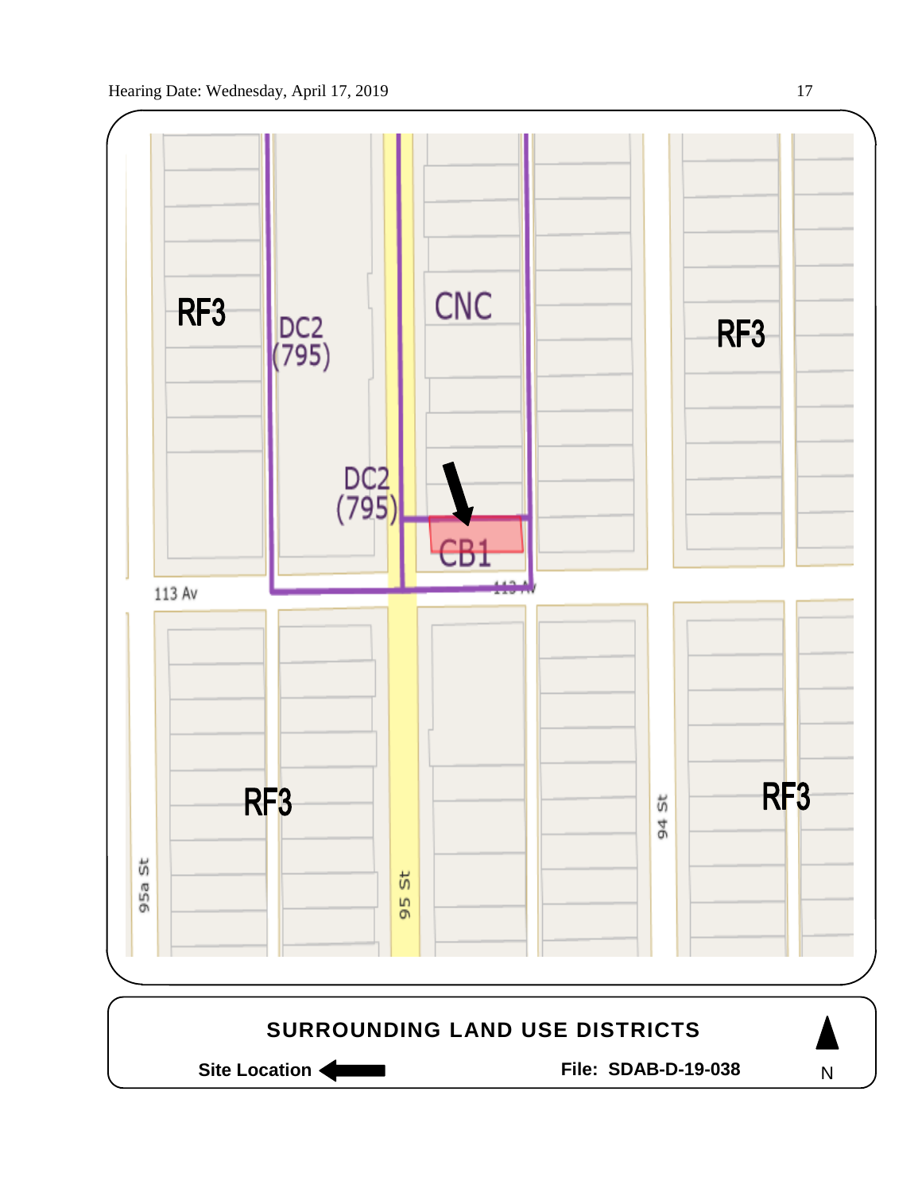RF3

DC2
(795)

CNC

RF3

DC2
(795)

CB1

113 Av

113 Av

RF3

RF3

95a St

95 St

94 St

**SURROUNDING LAND USE DISTRICTS**

**Site Location**

**File: SDAB-D-19-038**

N